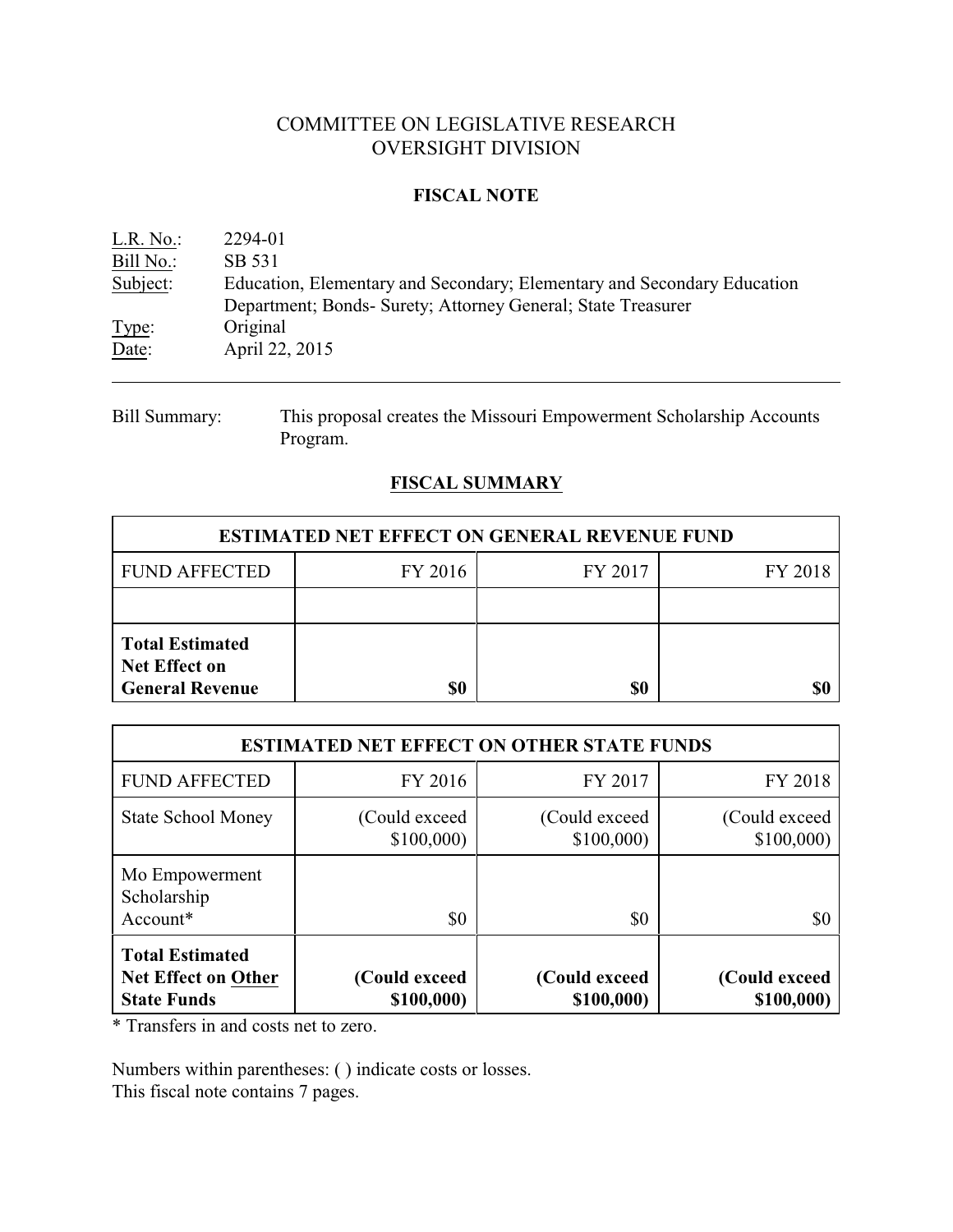# COMMITTEE ON LEGISLATIVE RESEARCH
# OVERSIGHT DIVISION

## FISCAL NOTE

L.R. No.: 2294-01
Bill No.: SB 531
Subject: Education, Elementary and Secondary; Elementary and Secondary Education Department; Bonds- Surety; Attorney General; State Treasurer
Type: Original
Date: April 22, 2015

---

Bill Summary: This proposal creates the Missouri Empowerment Scholarship Accounts Program.

## FISCAL SUMMARY

| ESTIMATED NET EFFECT ON GENERAL REVENUE FUND | | | |
|---|---|---|---|
| FUND AFFECTED | FY 2016 | FY 2017 | FY 2018 |
| | | | |
| **Total Estimated Net Effect on General Revenue** | **$0** | **$0** | **$0** |

| ESTIMATED NET EFFECT ON OTHER STATE FUNDS | | | |
|---|---|---|---|
| FUND AFFECTED | FY 2016 | FY 2017 | FY 2018 |
| State School Money | (Could exceed $100,000) | (Could exceed $100,000) | (Could exceed $100,000) |
| Mo Empowerment Scholarship Account* | $0 | $0 | $0 |
| **Total Estimated Net Effect on Other State Funds** | **(Could exceed $100,000)** | **(Could exceed $100,000)** | **(Could exceed $100,000)** |

* Transfers in and costs net to zero.

Numbers within parentheses: ( ) indicate costs or losses.
This fiscal note contains 7 pages.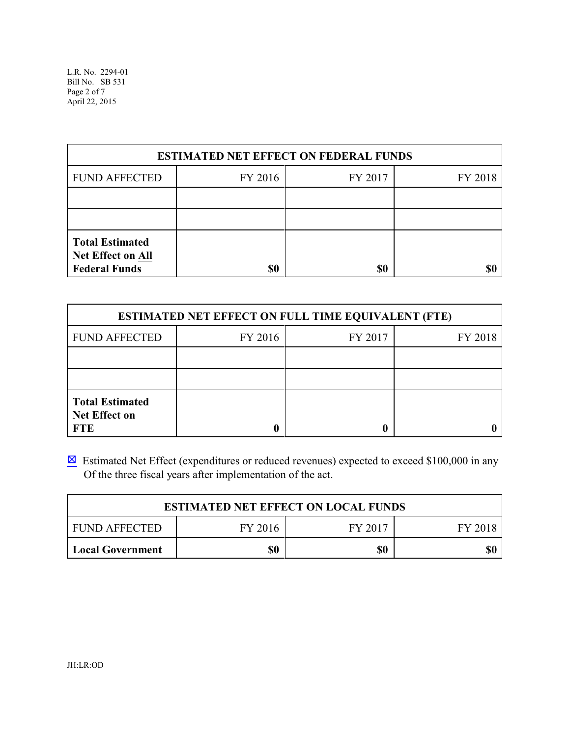| ESTIMATED NET EFFECT ON FEDERAL FUNDS | | | |
|---|---|---|---|
| FUND AFFECTED | FY 2016 | FY 2017 | FY 2018 |
| | | | |
| | | | |
| **Total Estimated Net Effect on All Federal Funds** | **$0** | **$0** | **$0** |

| ESTIMATED NET EFFECT ON FULL TIME EQUIVALENT (FTE) | | | |
|---|---|---|---|
| FUND AFFECTED | FY 2016 | FY 2017 | FY 2018 |
| | | | |
| | | | |
| **Total Estimated Net Effect on FTE** | **0** | **0** | **0** |

☒ Estimated Net Effect (expenditures or reduced revenues) expected to exceed $100,000 in any Of the three fiscal years after implementation of the act.

| ESTIMATED NET EFFECT ON LOCAL FUNDS | | | |
|---|---|---|---|
| FUND AFFECTED | FY 2016 | FY 2017 | FY 2018 |
| **Local Government** | **$0** | **$0** | **$0** |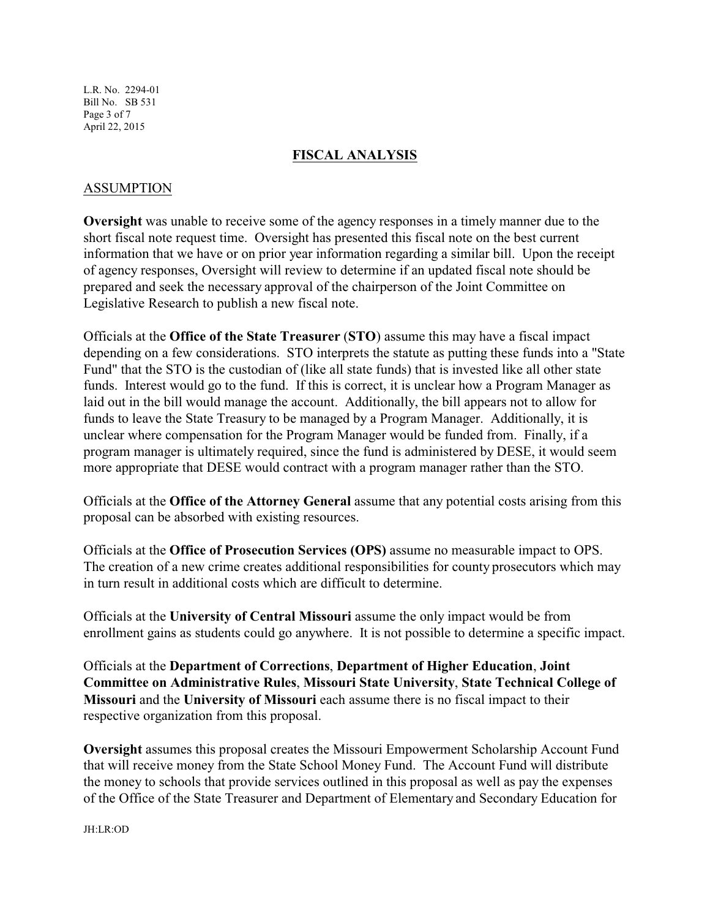## FISCAL ANALYSIS

### ASSUMPTION

**Oversight** was unable to receive some of the agency responses in a timely manner due to the short fiscal note request time. Oversight has presented this fiscal note on the best current information that we have or on prior year information regarding a similar bill. Upon the receipt of agency responses, Oversight will review to determine if an updated fiscal note should be prepared and seek the necessary approval of the chairperson of the Joint Committee on Legislative Research to publish a new fiscal note.

Officials at the **Office of the State Treasurer** (**STO**) assume this may have a fiscal impact depending on a few considerations. STO interprets the statute as putting these funds into a "State Fund" that the STO is the custodian of (like all state funds) that is invested like all other state funds. Interest would go to the fund. If this is correct, it is unclear how a Program Manager as laid out in the bill would manage the account. Additionally, the bill appears not to allow for funds to leave the State Treasury to be managed by a Program Manager. Additionally, it is unclear where compensation for the Program Manager would be funded from. Finally, if a program manager is ultimately required, since the fund is administered by DESE, it would seem more appropriate that DESE would contract with a program manager rather than the STO.

Officials at the **Office of the Attorney General** assume that any potential costs arising from this proposal can be absorbed with existing resources.

Officials at the **Office of Prosecution Services (OPS)** assume no measurable impact to OPS. The creation of a new crime creates additional responsibilities for county prosecutors which may in turn result in additional costs which are difficult to determine.

Officials at the **University of Central Missouri** assume the only impact would be from enrollment gains as students could go anywhere. It is not possible to determine a specific impact.

Officials at the **Department of Corrections**, **Department of Higher Education**, **Joint Committee on Administrative Rules**, **Missouri State University**, **State Technical College of Missouri** and the **University of Missouri** each assume there is no fiscal impact to their respective organization from this proposal.

**Oversight** assumes this proposal creates the Missouri Empowerment Scholarship Account Fund that will receive money from the State School Money Fund. The Account Fund will distribute the money to schools that provide services outlined in this proposal as well as pay the expenses of the Office of the State Treasurer and Department of Elementary and Secondary Education for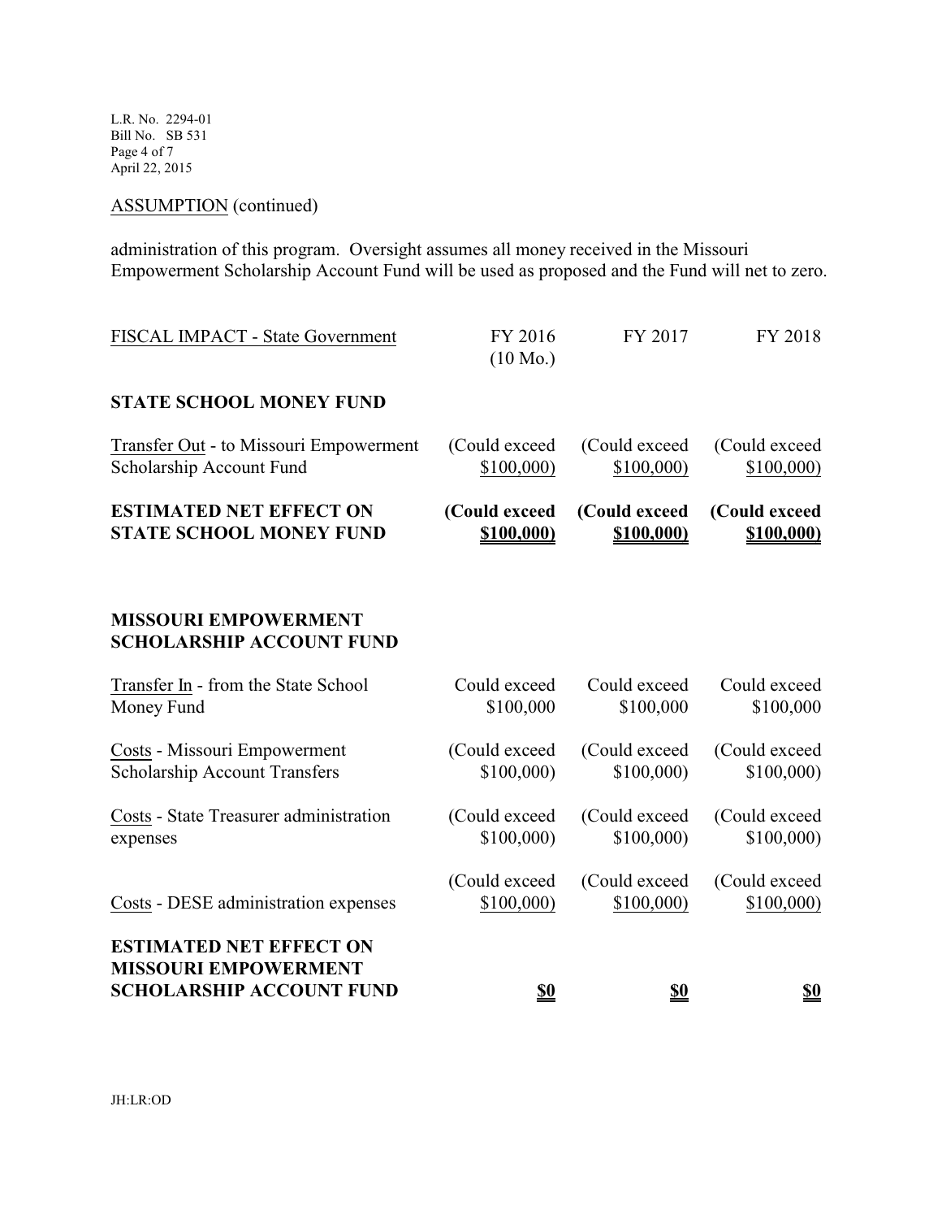ASSUMPTION (continued)

administration of this program. Oversight assumes all money received in the Missouri Empowerment Scholarship Account Fund will be used as proposed and the Fund will net to zero.

| FISCAL IMPACT - State Government | FY 2016 (10 Mo.) | FY 2017 | FY 2018 |
|---|---|---|---|
| **STATE SCHOOL MONEY FUND** | | | |
| Transfer Out - to Missouri Empowerment Scholarship Account Fund | (Could exceed $100,000) | (Could exceed $100,000) | (Could exceed $100,000) |
| **ESTIMATED NET EFFECT ON STATE SCHOOL MONEY FUND** | **(Could exceed $100,000)** | **(Could exceed $100,000)** | **(Could exceed $100,000)** |
| | | | |
| **MISSOURI EMPOWERMENT SCHOLARSHIP ACCOUNT FUND** | | | |
| Transfer In - from the State School Money Fund | Could exceed $100,000 | Could exceed $100,000 | Could exceed $100,000 |
| Costs - Missouri Empowerment Scholarship Account Transfers | (Could exceed $100,000) | (Could exceed $100,000) | (Could exceed $100,000) |
| Costs - State Treasurer administration expenses | (Could exceed $100,000) | (Could exceed $100,000) | (Could exceed $100,000) |
| Costs - DESE administration expenses | (Could exceed $100,000) | (Could exceed $100,000) | (Could exceed $100,000) |
| **ESTIMATED NET EFFECT ON MISSOURI EMPOWERMENT SCHOLARSHIP ACCOUNT FUND** | **$0** | **$0** | **$0** |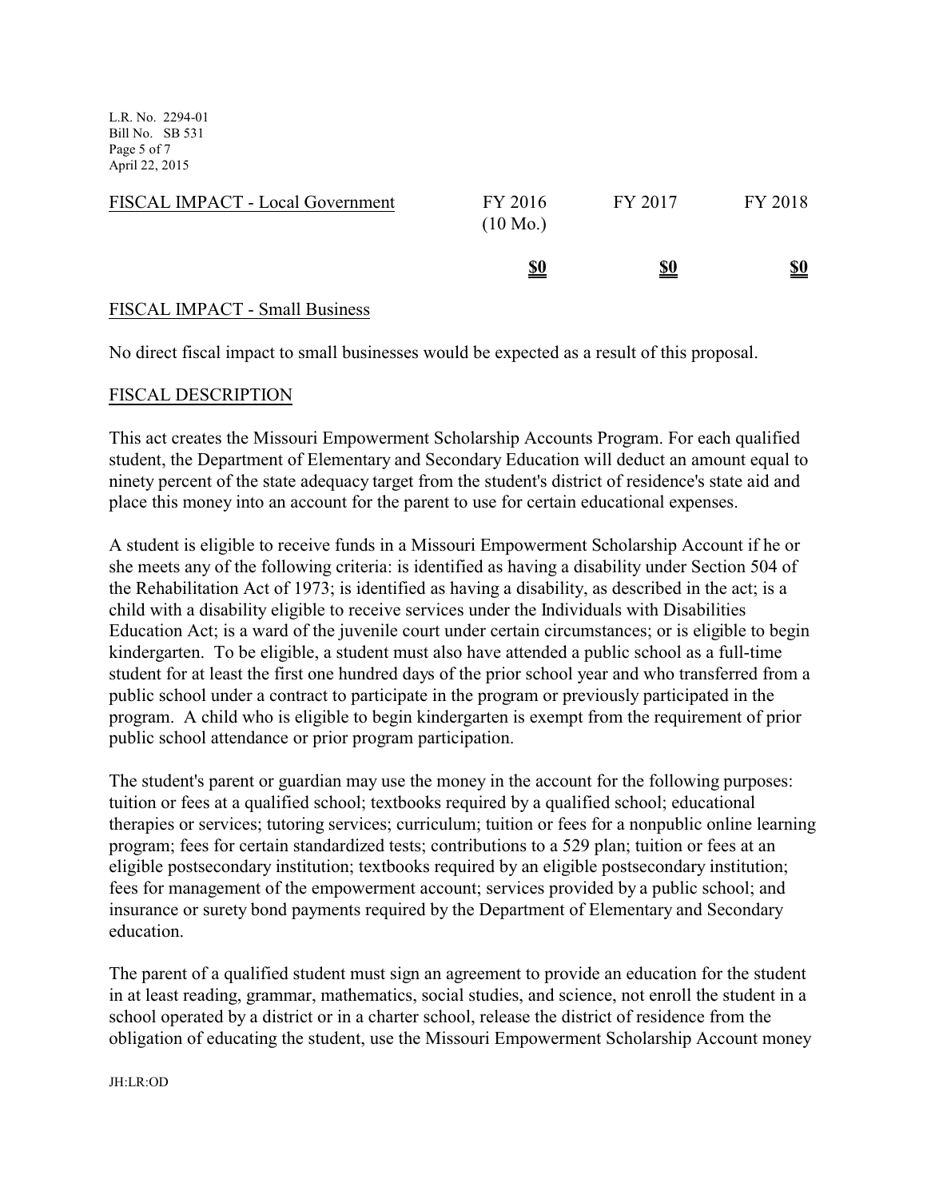| FISCAL IMPACT - Local Government | FY 2016 (10 Mo.) | FY 2017 | FY 2018 |
|---|---|---|---|
| | **$0** | **$0** | **$0** |

FISCAL IMPACT - Small Business

No direct fiscal impact to small businesses would be expected as a result of this proposal.

FISCAL DESCRIPTION

This act creates the Missouri Empowerment Scholarship Accounts Program. For each qualified student, the Department of Elementary and Secondary Education will deduct an amount equal to ninety percent of the state adequacy target from the student's district of residence's state aid and place this money into an account for the parent to use for certain educational expenses.

A student is eligible to receive funds in a Missouri Empowerment Scholarship Account if he or she meets any of the following criteria: is identified as having a disability under Section 504 of the Rehabilitation Act of 1973; is identified as having a disability, as described in the act; is a child with a disability eligible to receive services under the Individuals with Disabilities Education Act; is a ward of the juvenile court under certain circumstances; or is eligible to begin kindergarten. To be eligible, a student must also have attended a public school as a full-time student for at least the first one hundred days of the prior school year and who transferred from a public school under a contract to participate in the program or previously participated in the program. A child who is eligible to begin kindergarten is exempt from the requirement of prior public school attendance or prior program participation.

The student's parent or guardian may use the money in the account for the following purposes: tuition or fees at a qualified school; textbooks required by a qualified school; educational therapies or services; tutoring services; curriculum; tuition or fees for a nonpublic online learning program; fees for certain standardized tests; contributions to a 529 plan; tuition or fees at an eligible postsecondary institution; textbooks required by an eligible postsecondary institution; fees for management of the empowerment account; services provided by a public school; and insurance or surety bond payments required by the Department of Elementary and Secondary education.

The parent of a qualified student must sign an agreement to provide an education for the student in at least reading, grammar, mathematics, social studies, and science, not enroll the student in a school operated by a district or in a charter school, release the district of residence from the obligation of educating the student, use the Missouri Empowerment Scholarship Account money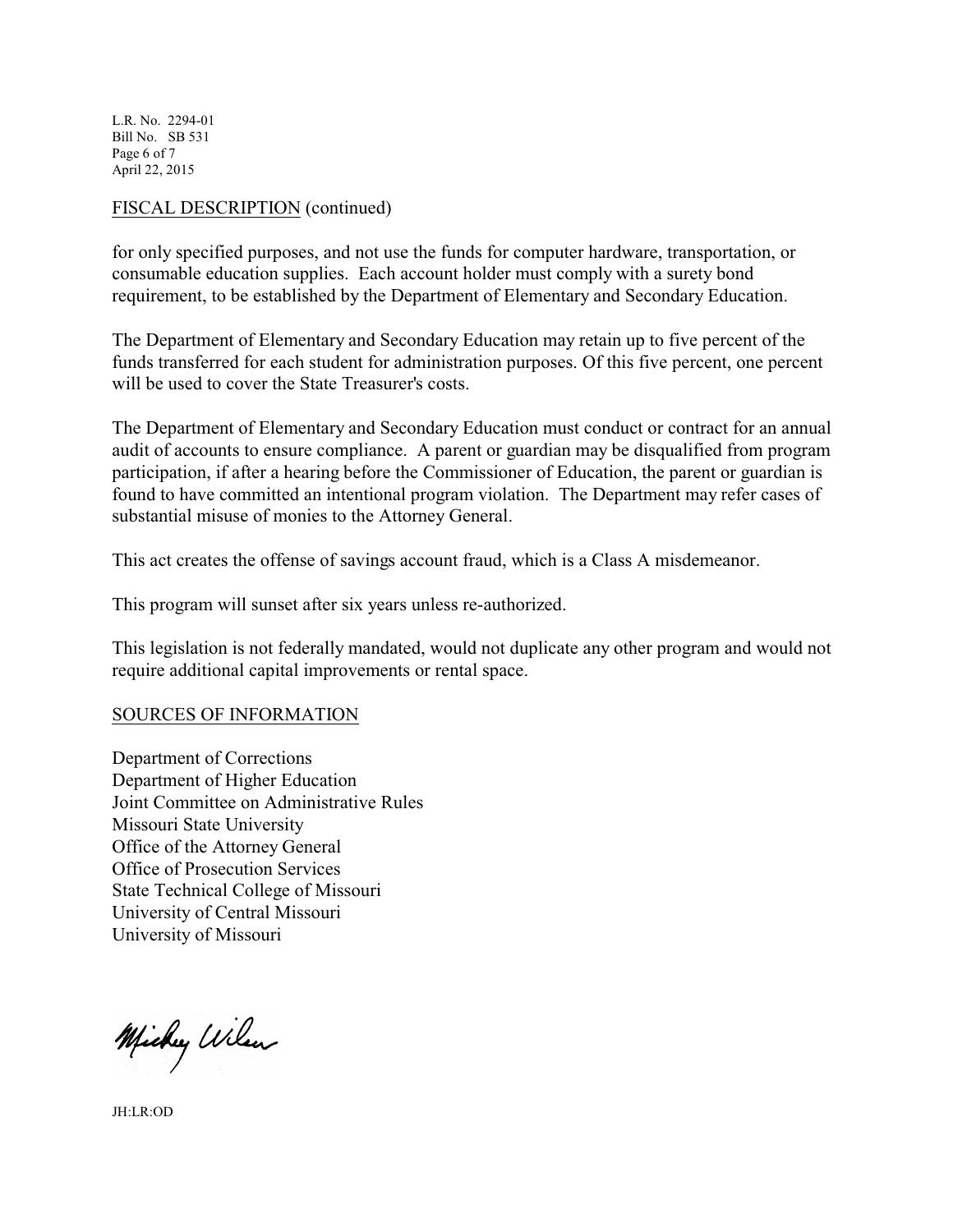FISCAL DESCRIPTION (continued)

for only specified purposes, and not use the funds for computer hardware, transportation, or consumable education supplies. Each account holder must comply with a surety bond requirement, to be established by the Department of Elementary and Secondary Education.

The Department of Elementary and Secondary Education may retain up to five percent of the funds transferred for each student for administration purposes. Of this five percent, one percent will be used to cover the State Treasurer's costs.

The Department of Elementary and Secondary Education must conduct or contract for an annual audit of accounts to ensure compliance. A parent or guardian may be disqualified from program participation, if after a hearing before the Commissioner of Education, the parent or guardian is found to have committed an intentional program violation. The Department may refer cases of substantial misuse of monies to the Attorney General.

This act creates the offense of savings account fraud, which is a Class A misdemeanor.

This program will sunset after six years unless re-authorized.

This legislation is not federally mandated, would not duplicate any other program and would not require additional capital improvements or rental space.

SOURCES OF INFORMATION

Department of Corrections
Department of Higher Education
Joint Committee on Administrative Rules
Missouri State University
Office of the Attorney General
Office of Prosecution Services
State Technical College of Missouri
University of Central Missouri
University of Missouri

Mickey Wilson

JH:LR:OD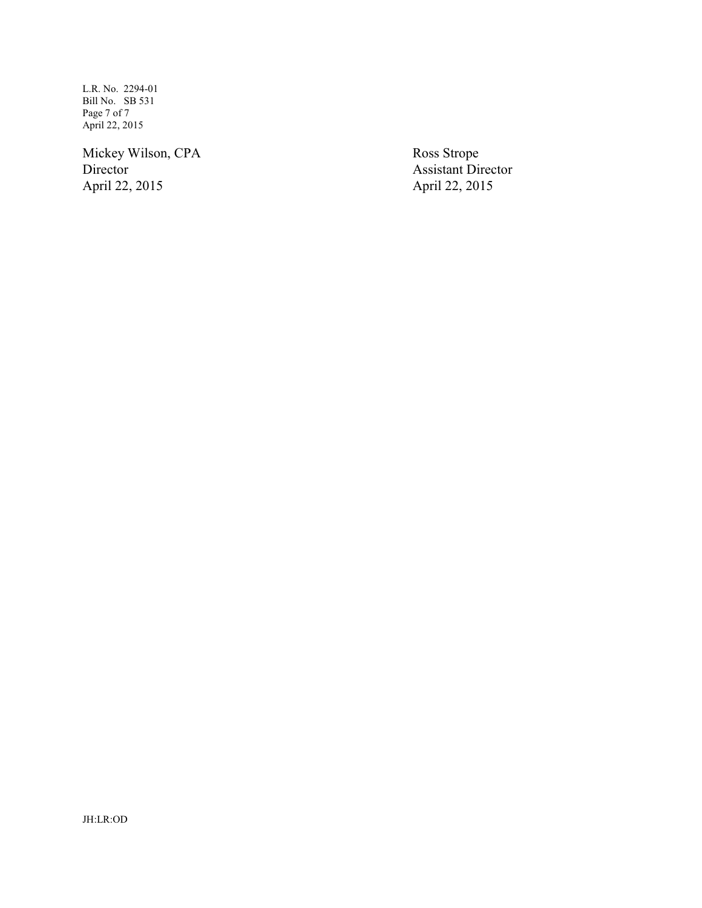Mickey Wilson, CPA
Director
April 22, 2015

Ross Strope
Assistant Director
April 22, 2015

JH:LR:OD